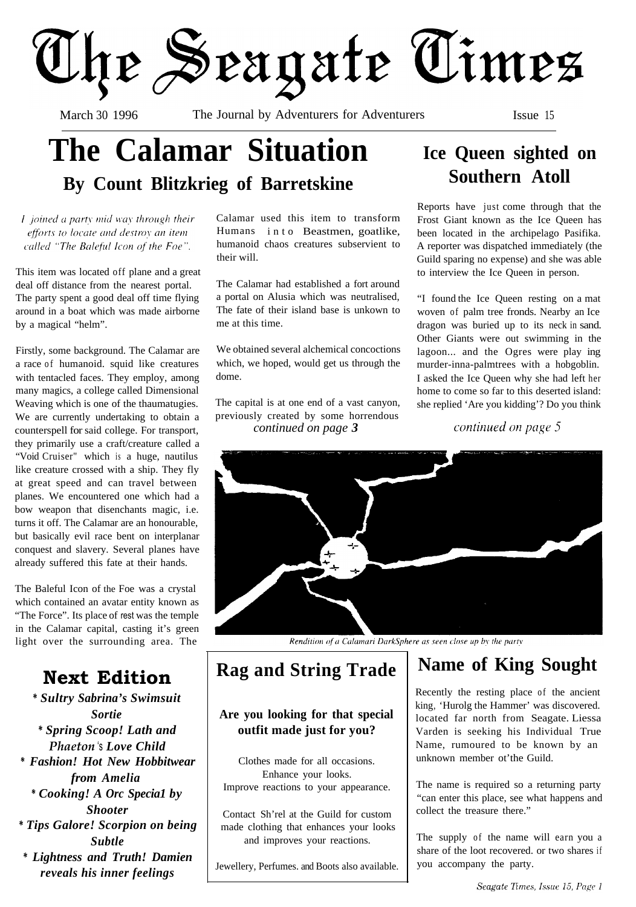# The Seagate Times

March 30 1996 — The Journal by Adventurers for Adventurers — Issue 15

# The Calamar Situation

## By Count Blitzkrieg of Barretskine

*I joined a party mid way through their efforts to locate and destroy an item called "The Baleful Icon of the Foe".*

This item was located off plane and a great deal off distance from the nearest portal. The party spent a good deal off time flying around in a boat which was made airborne by a magical "helm".

Firstly, some background. The Calamar are a race of humanoid. squid like creatures with tentacled faces. They employ, among many magics, a college called Dimensional Weaving which is one of the thaumatugies. We are currently undertaking to obtain a counterspell for said college. For transport, they primarily use a craft/creature called a "Void Cruiser" which is a huge, nautilus like creature crossed with a ship. They fly at great speed and can travel between planes. We encountered one which had a bow weapon that disenchants magic, i.e. turns it off. The Calamar are an honourable, but basically evil race bent on interplanar conquest and slavery. Several planes have already suffered this fate at their hands.

The Baleful Icon of the Foe was a crystal which contained an avatar entity known as "The Force". Its place of rest was the temple in the Calamar capital, casting it's green light over the surrounding area. The Calamar used this item to transform Humans into Beastmen, goatlike, humanoid chaos creatures subservient to their will.

The Calamar had established a fort around a portal on Alusia which was neutralised, The fate of their island base is unkown to me at this time.

We obtained several alchemical concoctions which, we hoped, would get us through the dome.

The capital is at one end of a vast canyon, previously created by some horrendous

*continued on page 3*

# Ice Queen sighted on Southern Atoll

Reports have just come through that the Frost Giant known as the Ice Queen has been located in the archipelago Pasifika. A reporter was dispatched immediately (the Guild sparing no expense) and she was able to interview the Ice Queen in person.

"I found the Ice Queen resting on a mat woven of palm tree fronds. Nearby an Ice dragon was buried up to its neck in sand. Other Giants were out swimming in the lagoon... and the Ogres were play ing murder-inna-palmtrees with a hobgoblin. I asked the Ice Queen why she had left her home to come so far to this deserted island: she replied 'Are you kidding'? Do you think

*continued on page 5*

*Rendition of a Calamari DarkSphere as seen close up by the party*

## Next Edition

- ***Sultry Sabrina's Swimsuit Sortie***
- ***Spring Scoop! Lath and Phaeton's Love Child***
- ***Fashion! Hot New Hobbitwear from Amelia***
- ***Cooking! A Orc Special by Shooter***
- ***Tips Galore! Scorpion on being Subtle***
- ***Lightness and Truth! Damien reveals his inner feelings***

## Rag and String Trade

**Are you looking for that special outfit made just for you?**

Clothes made for all occasions.
Enhance your looks.
Improve reactions to your appearance.

Contact Sh'rel at the Guild for custom made clothing that enhances your looks and improves your reactions.

Jewellery, Perfumes. and Boots also available.

## Name of King Sought

Recently the resting place of the ancient king, 'Hurolg the Hammer' was discovered. located far north from Seagate. Liessa Varden is seeking his Individual True Name, rumoured to be known by an unknown member ot'the Guild.

The name is required so a returning party "can enter this place, see what happens and collect the treasure there."

The supply of the name will earn you a share of the loot recovered. or two shares if you accompany the party.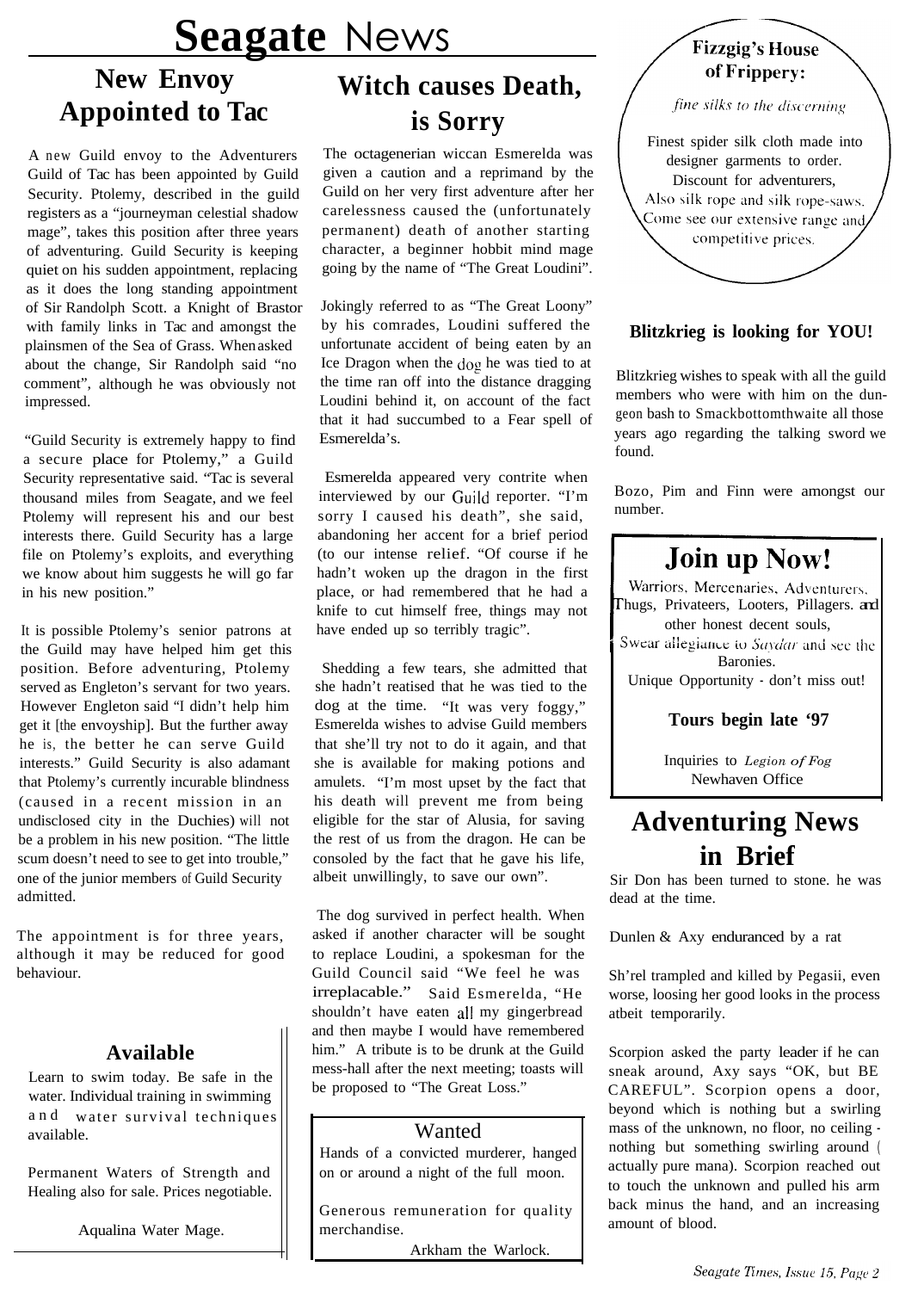# Seagate News

## New Envoy Appointed to Tac

A new Guild envoy to the Adventurers Guild of Tac has been appointed by Guild Security. Ptolemy, described in the guild registers as a "journeyman celestial shadow mage", takes this position after three years of adventuring. Guild Security is keeping quiet on his sudden appointment, replacing as it does the long standing appointment of Sir Randolph Scott. a Knight of Brastor with family links in Tac and amongst the plainsmen of the Sea of Grass. When asked about the change, Sir Randolph said "no comment", although he was obviously not impressed.

"Guild Security is extremely happy to find a secure place for Ptolemy," a Guild Security representative said. "Tac is several thousand miles from Seagate, and we feel Ptolemy will represent his and our best interests there. Guild Security has a large file on Ptolemy's exploits, and everything we know about him suggests he will go far in his new position."

It is possible Ptolemy's senior patrons at the Guild may have helped him get this position. Before adventuring, Ptolemy served as Engleton's servant for two years. However Engleton said "I didn't help him get it [the envoyship]. But the further away he is, the better he can serve Guild interests." Guild Security is also adamant that Ptolemy's currently incurable blindness (caused in a recent mission in an undisclosed city in the Duchies) will not be a problem in his new position. "The little scum doesn't need to see to get into trouble," one of the junior members of Guild Security admitted.

The appointment is for three years, although it may be reduced for good behaviour.

## Witch causes Death, is Sorry

The octagenerian wiccan Esmerelda was given a caution and a reprimand by the Guild on her very first adventure after her carelessness caused the (unfortunately permanent) death of another starting character, a beginner hobbit mind mage going by the name of "The Great Loudini".

Jokingly referred to as "The Great Loony" by his comrades, Loudini suffered the unfortunate accident of being eaten by an Ice Dragon when the dog he was tied to at the time ran off into the distance dragging Loudini behind it, on account of the fact that it had succumbed to a Fear spell of Esmerelda's.

Esmerelda appeared very contrite when interviewed by our Guild reporter. "I'm sorry I caused his death", she said, abandoning her accent for a brief period (to our intense relief. "Of course if he hadn't woken up the dragon in the first place, or had remembered that he had a knife to cut himself free, things may not have ended up so terribly tragic".

Shedding a few tears, she admitted that she hadn't reatised that he was tied to the dog at the time. "It was very foggy," Esmerelda wishes to advise Guild members that she'll try not to do it again, and that she is available for making potions and amulets. "I'm most upset by the fact that his death will prevent me from being eligible for the star of Alusia, for saving the rest of us from the dragon. He can be consoled by the fact that he gave his life, albeit unwillingly, to save our own".

The dog survived in perfect health. When asked if another character will be sought to replace Loudini, a spokesman for the Guild Council said "We feel he was irreplacable." Said Esmerelda, "He shouldn't have eaten all my gingerbread and then maybe I would have remembered him." A tribute is to be drunk at the Guild mess-hall after the next meeting; toasts will be proposed to "The Great Loss."

### Available

Learn to swim today. Be safe in the water. Individual training in swimming and water survival techniques available.

Permanent Waters of Strength and Healing also for sale. Prices negotiable.

Aqualina Water Mage.

### Wanted

Hands of a convicted murderer, hanged on or around a night of the full moon.

Generous remuneration for quality merchandise.

Arkham the Warlock.

### Fizzgig's House of Frippery:

*fine silks to the discerning*

Finest spider silk cloth made into designer garments to order. Discount for adventurers, Also silk rope and silk rope-saws. Come see our extensive range and competitive prices.

### Blitzkrieg is looking for YOU!

Blitzkrieg wishes to speak with all the guild members who were with him on the dungeon bash to Smackbottomthwaite all those years ago regarding the talking sword we found.

Bozo, Pim and Finn were amongst our number.

### Join up Now!

Warriors, Mercenaries, Adventurers, Thugs, Privateers, Looters, Pillagers. and other honest decent souls, Swear allegiance to *Saydar* and see the Baronies.

Unique Opportunity - don't miss out!

**Tours begin late '97**

Inquiries to *Legion of Fog* Newhaven Office

## Adventuring News in Brief

Sir Don has been turned to stone. he was dead at the time.

Dunlen & Axy enduranced by a rat

Sh'rel trampled and killed by Pegasii, even worse, loosing her good looks in the process atbeit temporarily.

Scorpion asked the party leader if he can sneak around, Axy says "OK, but BE CAREFUL". Scorpion opens a door, beyond which is nothing but a swirling mass of the unknown, no floor, no ceiling - nothing but something swirling around ( actually pure mana). Scorpion reached out to touch the unknown and pulled his arm back minus the hand, and an increasing amount of blood.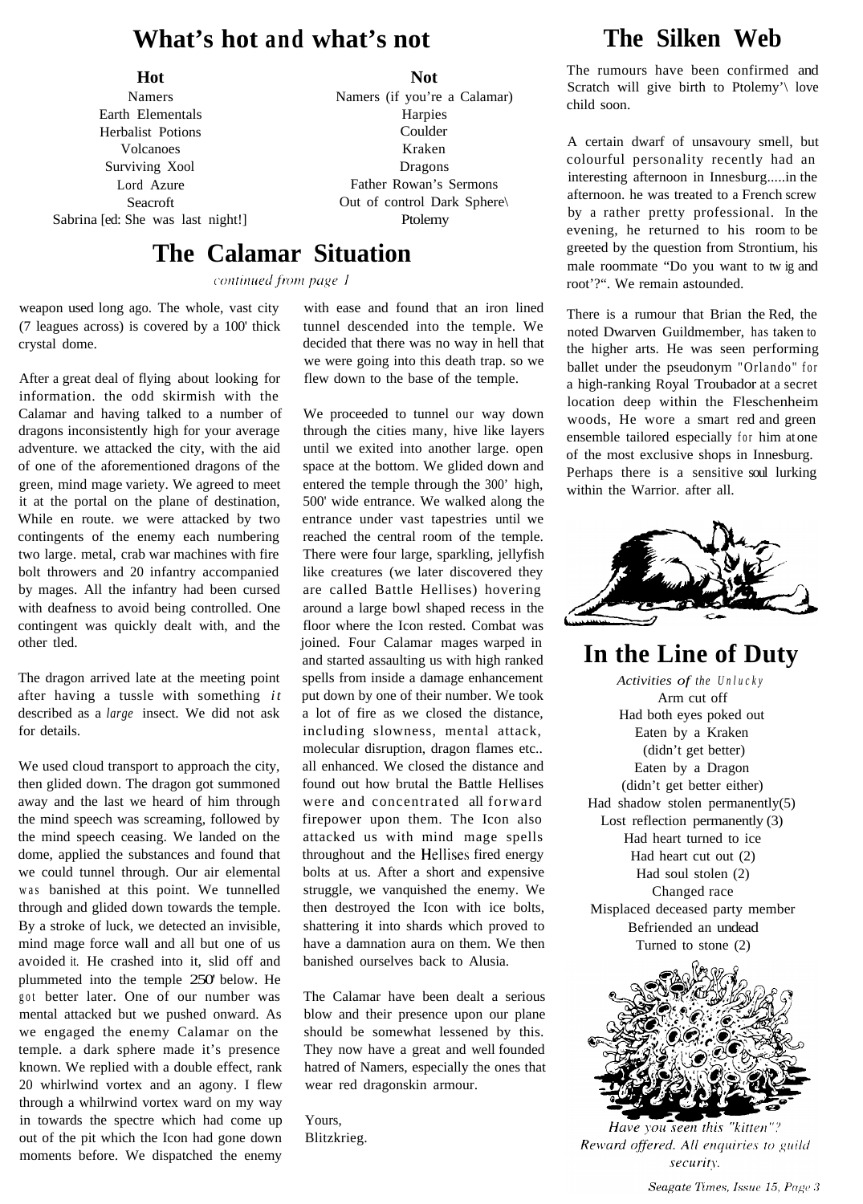# What's hot and what's not

| Hot | Not |
|---|---|
| Namers | Namers (if you're a Calamar) |
| Earth Elementals | Harpies |
| Herbalist Potions | Coulder |
| Volcanoes | Kraken |
| Surviving Xool | Dragons |
| Lord Azure | Father Rowan's Sermons |
| Seacroft | Out of control Dark Sphere\ |
| Sabrina [ed: She was last night!] | Ptolemy |

# The Calamar Situation

*continued from page 1*

weapon used long ago. The whole, vast city (7 leagues across) is covered by a 100' thick crystal dome.

After a great deal of flying about looking for information. the odd skirmish with the Calamar and having talked to a number of dragons inconsistently high for your average adventure. we attacked the city, with the aid of one of the aforementioned dragons of the green, mind mage variety. We agreed to meet it at the portal on the plane of destination, While en route. we were attacked by two contingents of the enemy each numbering two large. metal, crab war machines with fire bolt throwers and 20 infantry accompanied by mages. All the infantry had been cursed with deafness to avoid being controlled. One contingent was quickly dealt with, and the other tled.

The dragon arrived late at the meeting point after having a tussle with something *it* described as a *large* insect. We did not ask for details.

We used cloud transport to approach the city, then glided down. The dragon got summoned away and the last we heard of him through the mind speech was screaming, followed by the mind speech ceasing. We landed on the dome, applied the substances and found that we could tunnel through. Our air elemental was banished at this point. We tunnelled through and glided down towards the temple. By a stroke of luck, we detected an invisible, mind mage force wall and all but one of us avoided it. He crashed into it, slid off and plummeted into the temple 250' below. He got better later. One of our number was mental attacked but we pushed onward. As we engaged the enemy Calamar on the temple. a dark sphere made it's presence known. We replied with a double effect, rank 20 whirlwind vortex and an agony. I flew through a whilrwind vortex ward on my way in towards the spectre which had come up out of the pit which the Icon had gone down moments before. We dispatched the enemy with ease and found that an iron lined tunnel descended into the temple. We decided that there was no way in hell that we were going into this death trap. so we flew down to the base of the temple.

We proceeded to tunnel our way down through the cities many, hive like layers until we exited into another large. open space at the bottom. We glided down and entered the temple through the 300' high, 500' wide entrance. We walked along the entrance under vast tapestries until we reached the central room of the temple. There were four large, sparkling, jellyfish like creatures (we later discovered they are called Battle Hellises) hovering around a large bowl shaped recess in the floor where the Icon rested. Combat was joined. Four Calamar mages warped in and started assaulting us with high ranked spells from inside a damage enhancement put down by one of their number. We took a lot of fire as we closed the distance, including slowness, mental attack, molecular disruption, dragon flames etc.. all enhanced. We closed the distance and found out how brutal the Battle Hellises were and concentrated all forward firepower upon them. The Icon also attacked us with mind mage spells throughout and the Hellises fired energy bolts at us. After a short and expensive struggle, we vanquished the enemy. We then destroyed the Icon with ice bolts, shattering it into shards which proved to have a damnation aura on them. We then banished ourselves back to Alusia.

The Calamar have been dealt a serious blow and their presence upon our plane should be somewhat lessened by this. They now have a great and well founded hatred of Namers, especially the ones that wear red dragonskin armour.

Yours,
Blitzkrieg.

# The Silken Web

The rumours have been confirmed and Scratch will give birth to Ptolemy'\ love child soon.

A certain dwarf of unsavoury smell, but colourful personality recently had an interesting afternoon in Innesburg.....in the afternoon. he was treated to a French screw by a rather pretty professional. In the evening, he returned to his room to be greeted by the question from Strontium, his male roommate "Do you want to tw ig and root'?". We remain astounded.

There is a rumour that Brian the Red, the noted Dwarven Guildmember, has taken to the higher arts. He was seen performing ballet under the pseudonym "Orlando" for a high-ranking Royal Troubador at a secret location deep within the Fleschenheim woods, He wore a smart red and green ensemble tailored especially for him at one of the most exclusive shops in Innesburg. Perhaps there is a sensitive soul lurking within the Warrior. after all.

# In the Line of Duty

*Activities of the Unlucky*

Arm cut off
Had both eyes poked out
Eaten by a Kraken
(didn't get better)
Eaten by a Dragon
(didn't get better either)
Had shadow stolen permanently(5)
Lost reflection permanently (3)
Had heart turned to ice
Had heart cut out (2)
Had soul stolen (2)
Changed race
Misplaced deceased party member
Befriended an undead
Turned to stone (2)

*Have you seen this "kitten"? Reward offered. All enquiries to guild security.*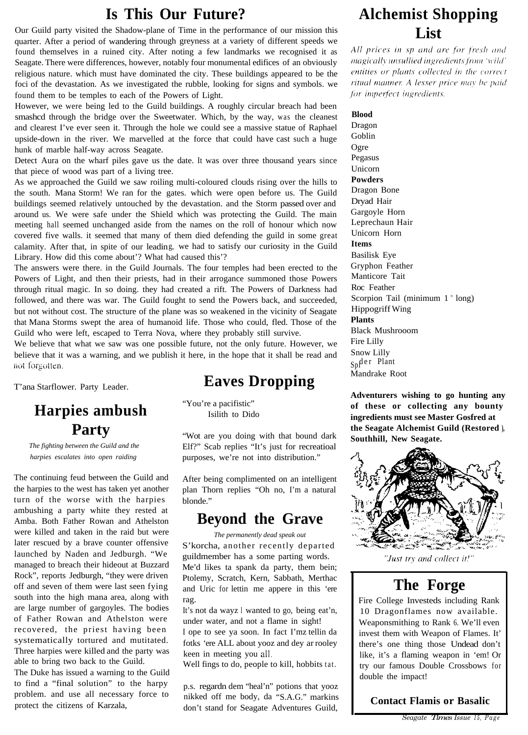# Is This Our Future?

Our Guild party visited the Shadow-plane of Time in the performance of our mission this quarter. After a period of wandering through greyness at a variety of different speeds we found themselves in a ruined city. After noting a few landmarks we recognised it as Seagate. There were differences, however, notably four monumental edifices of an obviously religious nature. which must have dominated the city. These buildings appeared to be the foci of the devastation. As we investigated the rubble, looking for signs and symbols. we found them to be temples to each of the Powers of Light.

However, we were being led to the Guild buildings. A roughly circular breach had been smashcd through the bridge over the Sweetwater. Which, by the way, was the cleanest and clearest I've ever seen it. Through the hole we could see a massive statue of Raphael upside-down in the river. We marvelled at the force that could have cast such a huge hunk of marble half-way across Seagate.

Detect Aura on the wharf piles gave us the date. It was over three thousand years since that piece of wood was part of a living tree.

As we approached the Guild we saw roiling multi-coloured clouds rising over the hills to the south. Mana Storm! We ran for the gates. which were open before us. The Guild buildings seemed relatively untouched by the devastation. and the Storm passed over and around us. We were safe under the Shield which was protecting the Guild. The main meeting hall seemed unchanged aside from the names on the roll of honour which now covered five walls. it seemed that many of them died defending the guild in some great calamity. After that, in spite of our leading, we had to satisfy our curiosity in the Guild Library. How did this come about'? What had caused this'?

The answers were there. in the Guild Journals. The four temples had been erected to the Powers of Light, and then their priests, had in their arrogance summoned those Powers through ritual magic. In so doing. they had created a rift. The Powers of Darkness had followed, and there was war. The Guild fought to send the Powers back, and succeeded, but not without cost. The structure of the plane was so weakened in the vicinity of Seagate that Mana Storms swept the area of humanoid life. Those who could, fled. Those of the Guild who were left, escaped to Terra Nova, where they probably still survive.

We believe that what we saw was one possible future, not the only future. However, we believe that it was a warning, and we publish it here, in the hope that it shall be read and not forgotten.

T'ana Starflower. Party Leader.

# Harpies ambush Party

*The fighting between the Guild and the harpies escalates into open raiding*

The continuing feud between the Guild and the harpies to the west has taken yet another turn of the worse with the harpies ambushing a party white they rested at Amba. Both Father Rowan and Athelston were killed and taken in the raid but were later rescued by a brave counter offensive launched by Naden and Jedburgh. "We managed to breach their hideout at Buzzard Rock", reports Jedburgh, "they were driven off and seven of them were last seen fying south into the high mana area, along with are large number of gargoyles. The bodies of Father Rowan and Athelston were recovered, the priest having been systematically tortured and mutitated. Three harpies were killed and the party was able to bring two back to the Guild.

The Duke has issued a warning to the Guild to find a "final solution" to the harpy problem. and use all necessary force to protect the citizens of Karzala,

# Eaves Dropping

"You're a pacifistic"
Isilith to Dido

"Wot are you doing with that bound dark Elf?" Scab replies "It's just for recreatioal purposes, we're not into distribution."

After being complimented on an intelligent plan Thorn replies "Oh no, I'm a natural blonde."

# Beyond the Grave

*The permanently dead speak out*

S'korcha, another recently departed guildmember has a some parting words.

Me'd likes ta spank da party, them bein; Ptolemy, Scratch, Kern, Sabbath, Merthac and Uric for lettin me appere in this 'ere rag.

It's not da wayz I wanted to go, being eat'n, under water, and not a flame in sight!

I ope to see ya soon. In fact I'mz tellin da fotks 'ere ALL about yooz and dey ar rooley keen in meeting you all.

Well fings to do, people to kill, hobbits tat.

p.s. regardn dem "heal'n" potions that yooz nikked off me body, da "S.A.G." markins don't stand for Seagate Adventures Guild,

# Alchemist Shopping List

*All prices in sp and are for fresh and magically unsullied ingredients from 'wild' entities or plants collected in the correct ritual manner. A lesser price may be paid for imperfect ingredients.*

**Blood**
Dragon
Goblin
Ogre
Pegasus
Unicorn

**Powders**
Dragon Bone
Dryad Hair
Gargoyle Horn
Leprechaun Hair
Unicorn Horn

**Items**
Basilisk Eye
Gryphon Feather
Manticore Tait
Roc Feather
Scorpion Tail (minimum 1 " long)
Hippogriff Wing

**Plants**
Black Mushrooom
Fire Lilly
Snow Lilly
Spider Plant
Mandrake Root

**Adventurers wishing to go hunting any of these or collecting any bounty ingredients must see Master Gosfred at the Seagate Alchemist Guild (Restored), Southhill, New Seagate.**

*"Just try and collect it!"*

# The Forge

Fire College Investeds including Rank 10 Dragonflames now available. Weaponsmithing to Rank 6. We'll even invest them with Weapon of Flames. It' there's one thing those Undead don't like, it's a flaming weapon in 'em! Or try our famous Double Crossbows for double the impact!

**Contact Flamis or Basalic**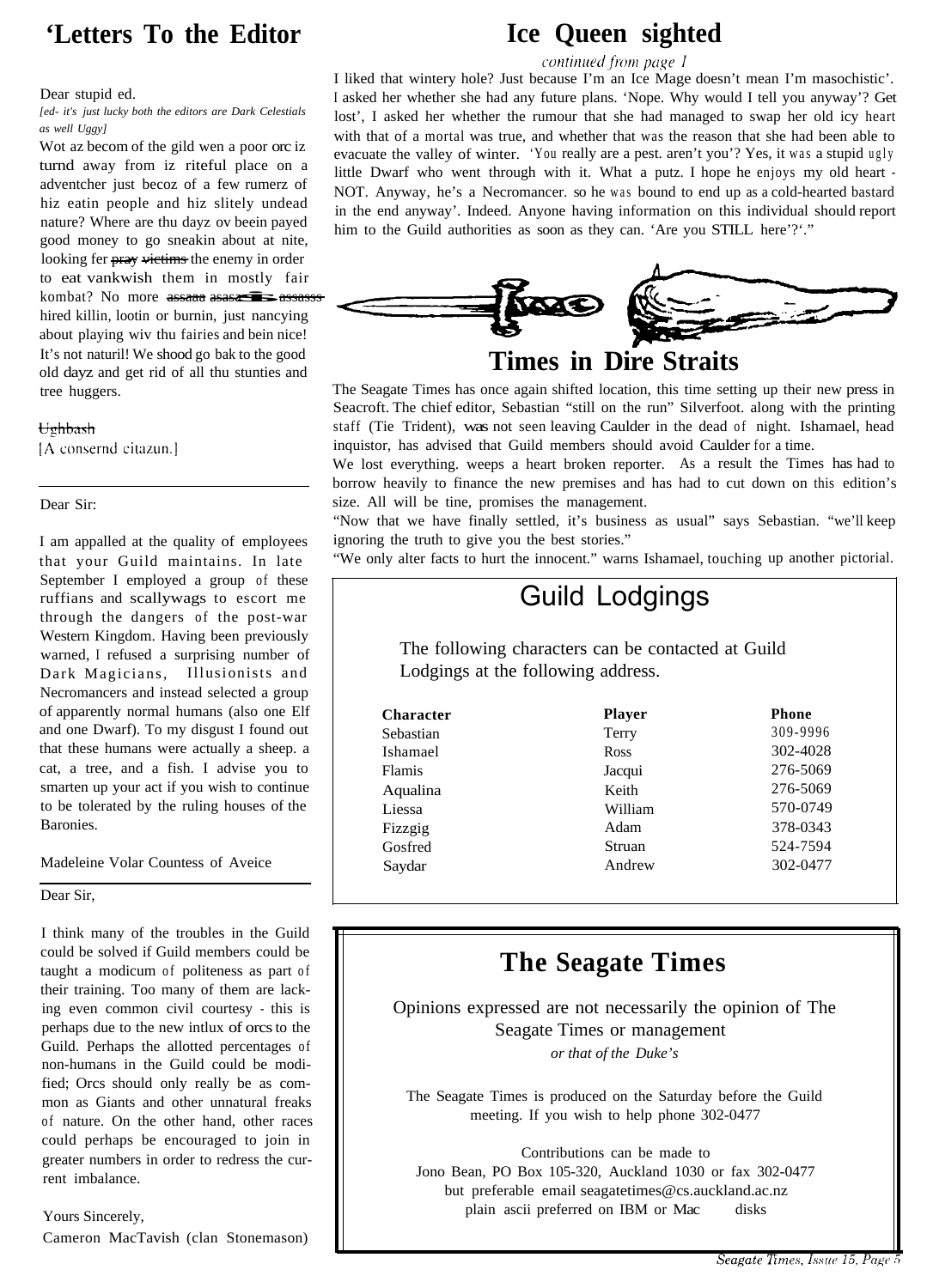## 'Letters To the Editor

Dear stupid ed.

*[ed- it's just lucky both the editors are Dark Celestials as well Uggy]*

Wot az becom of the gild wen a poor orc iz turnd away from iz riteful place on a adventcher just becoz of a few rumerz of hiz eatin people and hiz slitely undead nature? Where are thu dayz ov beein payed good money to go sneakin about at nite, looking fer ~~pray~~ ~~victims~~ the enemy in order to eat vankwish them in mostly fair kombat? No more ~~assaaa~~ ~~asasa~~ ~~assasss~~ hired killin, lootin or burnin, just nancying about playing wiv thu fairies and bein nice! It's not naturil! We shood go bak to the good old dayz and get rid of all thu stunties and tree huggers.

~~Ughbash~~
[A consernd citazun.]

---

Dear Sir:

I am appalled at the quality of employees that your Guild maintains. In late September I employed a group of these ruffians and scallywags to escort me through the dangers of the post-war Western Kingdom. Having been previously warned, I refused a surprising number of Dark Magicians, Illusionists and Necromancers and instead selected a group of apparently normal humans (also one Elf and one Dwarf). To my disgust I found out that these humans were actually a sheep. a cat, a tree, and a fish. I advise you to smarten up your act if you wish to continue to be tolerated by the ruling houses of the Baronies.

Madeleine Volar Countess of Aveice

---

Dear Sir,

I think many of the troubles in the Guild could be solved if Guild members could be taught a modicum of politeness as part of their training. Too many of them are lacking even common civil courtesy - this is perhaps due to the new intlux of orcs to the Guild. Perhaps the allotted percentages of non-humans in the Guild could be modified; Orcs should only really be as common as Giants and other unnatural freaks of nature. On the other hand, other races could perhaps be encouraged to join in greater numbers in order to redress the current imbalance.

Yours Sincerely,
Cameron MacTavish (clan Stonemason)

## Ice Queen sighted

*continued from page 1*

I liked that wintery hole? Just because I'm an Ice Mage doesn't mean I'm masochistic'. I asked her whether she had any future plans. 'Nope. Why would I tell you anyway'? Get lost', I asked her whether the rumour that she had managed to swap her old icy heart with that of a mortal was true, and whether that was the reason that she had been able to evacuate the valley of winter. 'You really are a pest. aren't you'? Yes, it was a stupid ugly little Dwarf who went through with it. What a putz. I hope he enjoys my old heart - NOT. Anyway, he's a Necromancer. so he was bound to end up as a cold-hearted bastard in the end anyway'. Indeed. Anyone having information on this individual should report him to the Guild authorities as soon as they can. 'Are you STILL here'?'."

## Times in Dire Straits

The Seagate Times has once again shifted location, this time setting up their new press in Seacroft. The chief editor, Sebastian "still on the run" Silverfoot. along with the printing staff (Tie Trident), was not seen leaving Caulder in the dead of night. Ishamael, head inquistor, has advised that Guild members should avoid Caulder for a time.

We lost everything. weeps a heart broken reporter. As a result the Times has had to borrow heavily to finance the new premises and has had to cut down on this edition's size. All will be tine, promises the management.

"Now that we have finally settled, it's business as usual" says Sebastian. "we'll keep ignoring the truth to give you the best stories."

"We only alter facts to hurt the innocent." warns Ishamael, touching up another pictorial.

## Guild Lodgings

The following characters can be contacted at Guild Lodgings at the following address.

| Character | Player | Phone |
|---|---|---|
| Sebastian | Terry | 309-9996 |
| Ishamael | Ross | 302-4028 |
| Flamis | Jacqui | 276-5069 |
| Aqualina | Keith | 276-5069 |
| Liessa | William | 570-0749 |
| Fizzgig | Adam | 378-0343 |
| Gosfred | Struan | 524-7594 |
| Saydar | Andrew | 302-0477 |

## The Seagate Times

Opinions expressed are not necessarily the opinion of The Seagate Times or management
*or that of the Duke's*

The Seagate Times is produced on the Saturday before the Guild meeting. If you wish to help phone 302-0477

Contributions can be made to
Jono Bean, PO Box 105-320, Auckland 1030 or fax 302-0477
but preferable email seagatetimes@cs.auckland.ac.nz
plain ascii preferred on IBM or Mac disks